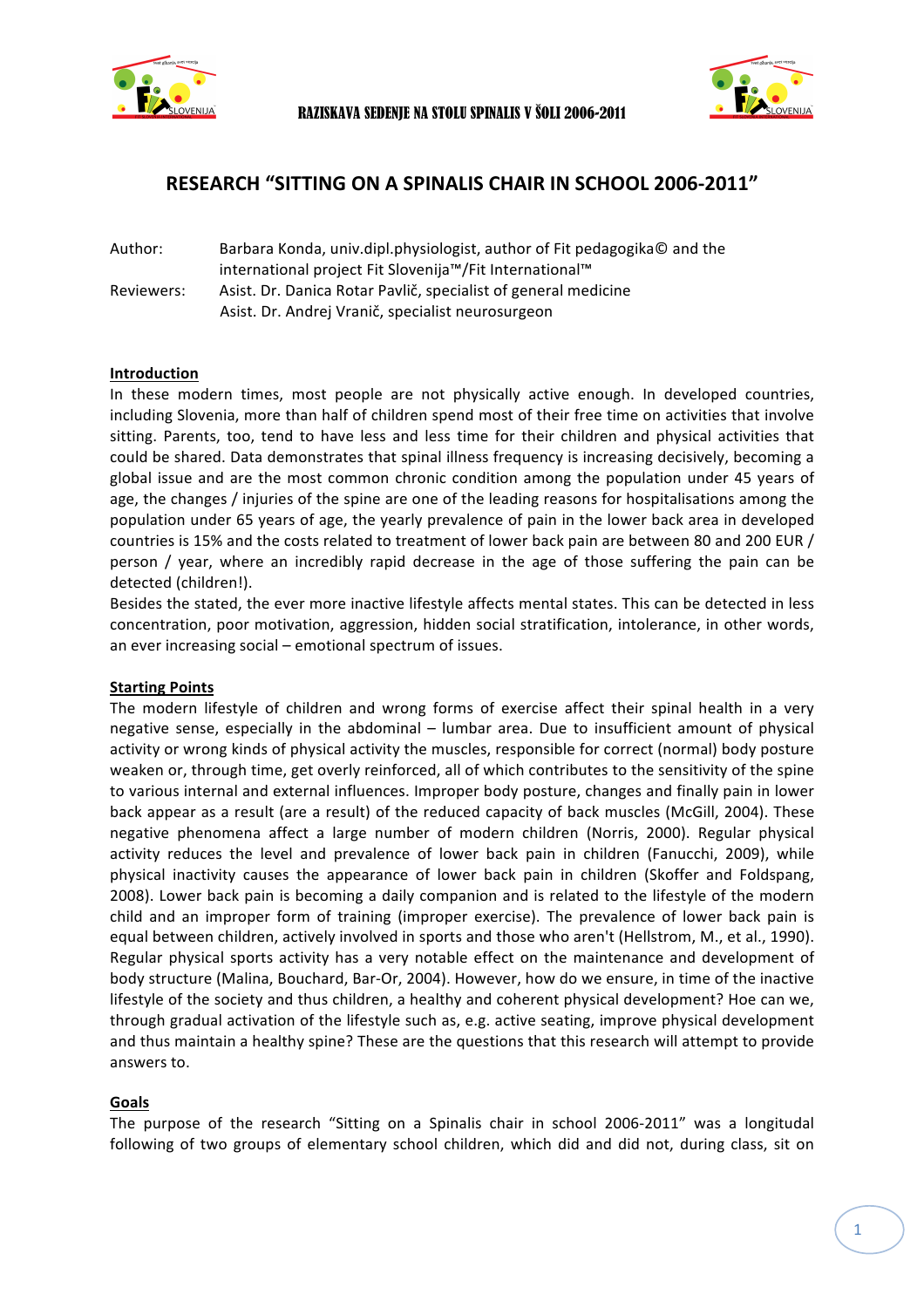# RESEARCH "SITTING ON A SPINALIS CHAIR IN SCHOOL 2006-2011"

Author: Barbara Konda, univ.dipl.physiologist, author of Fit pedagogika© and the international project Fit Slovenija™/Fit International™

Reviewers: Asist. Dr. Danica Rotar Pavlič, specialist of general medicine
Asist. Dr. Andrej Vranič, specialist neurosurgeon

## Introduction

In these modern times, most people are not physically active enough. In developed countries, including Slovenia, more than half of children spend most of their free time on activities that involve sitting. Parents, too, tend to have less and less time for their children and physical activities that could be shared. Data demonstrates that spinal illness frequency is increasing decisively, becoming a global issue and are the most common chronic condition among the population under 45 years of age, the changes / injuries of the spine are one of the leading reasons for hospitalisations among the population under 65 years of age, the yearly prevalence of pain in the lower back area in developed countries is 15% and the costs related to treatment of lower back pain are between 80 and 200 EUR / person / year, where an incredibly rapid decrease in the age of those suffering the pain can be detected (children!).

Besides the stated, the ever more inactive lifestyle affects mental states. This can be detected in less concentration, poor motivation, aggression, hidden social stratification, intolerance, in other words, an ever increasing social – emotional spectrum of issues.

## Starting Points

The modern lifestyle of children and wrong forms of exercise affect their spinal health in a very negative sense, especially in the abdominal – lumbar area. Due to insufficient amount of physical activity or wrong kinds of physical activity the muscles, responsible for correct (normal) body posture weaken or, through time, get overly reinforced, all of which contributes to the sensitivity of the spine to various internal and external influences. Improper body posture, changes and finally pain in lower back appear as a result (are a result) of the reduced capacity of back muscles (McGill, 2004). These negative phenomena affect a large number of modern children (Norris, 2000). Regular physical activity reduces the level and prevalence of lower back pain in children (Fanucchi, 2009), while physical inactivity causes the appearance of lower back pain in children (Skoffer and Foldspang, 2008). Lower back pain is becoming a daily companion and is related to the lifestyle of the modern child and an improper form of training (improper exercise). The prevalence of lower back pain is equal between children, actively involved in sports and those who aren't (Hellstrom, M., et al., 1990). Regular physical sports activity has a very notable effect on the maintenance and development of body structure (Malina, Bouchard, Bar-Or, 2004). However, how do we ensure, in time of the inactive lifestyle of the society and thus children, a healthy and coherent physical development? Hoe can we, through gradual activation of the lifestyle such as, e.g. active seating, improve physical development and thus maintain a healthy spine? These are the questions that this research will attempt to provide answers to.

## Goals

The purpose of the research "Sitting on a Spinalis chair in school 2006-2011" was a longitudal following of two groups of elementary school children, which did and did not, during class, sit on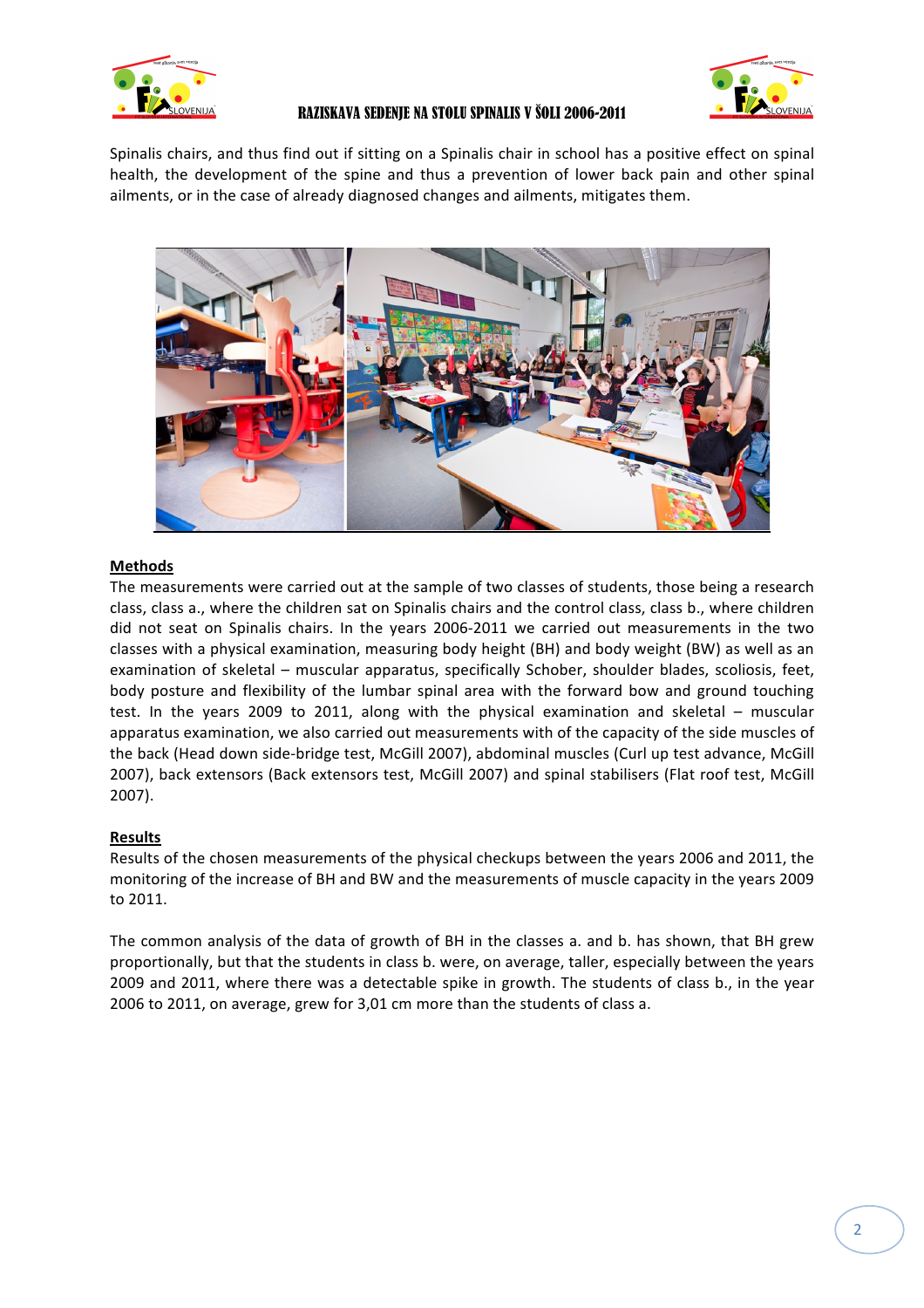Spinalis chairs, and thus find out if sitting on a Spinalis chair in school has a positive effect on spinal health, the development of the spine and thus a prevention of lower back pain and other spinal ailments, or in the case of already diagnosed changes and ailments, mitigates them.

**Methods**

The measurements were carried out at the sample of two classes of students, those being a research class, class a., where the children sat on Spinalis chairs and the control class, class b., where children did not seat on Spinalis chairs. In the years 2006-2011 we carried out measurements in the two classes with a physical examination, measuring body height (BH) and body weight (BW) as well as an examination of skeletal – muscular apparatus, specifically Schober, shoulder blades, scoliosis, feet, body posture and flexibility of the lumbar spinal area with the forward bow and ground touching test. In the years 2009 to 2011, along with the physical examination and skeletal – muscular apparatus examination, we also carried out measurements with of the capacity of the side muscles of the back (Head down side-bridge test, McGill 2007), abdominal muscles (Curl up test advance, McGill 2007), back extensors (Back extensors test, McGill 2007) and spinal stabilisers (Flat roof test, McGill 2007).

**Results**

Results of the chosen measurements of the physical checkups between the years 2006 and 2011, the monitoring of the increase of BH and BW and the measurements of muscle capacity in the years 2009 to 2011.

The common analysis of the data of growth of BH in the classes a. and b. has shown, that BH grew proportionally, but that the students in class b. were, on average, taller, especially between the years 2009 and 2011, where there was a detectable spike in growth. The students of class b., in the year 2006 to 2011, on average, grew for 3,01 cm more than the students of class a.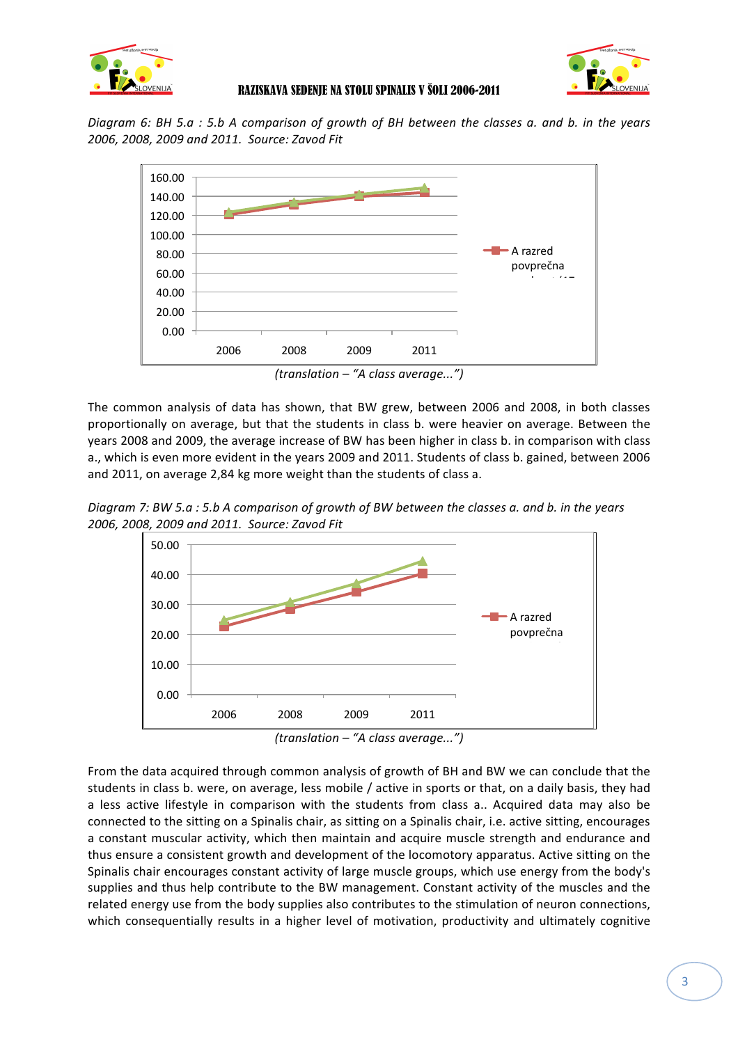*Diagram 6: BH 5.a : 5.b A comparison of growth of BH between the classes a. and b. in the years 2006, 2008, 2009 and 2011. Source: Zavod Fit*

(translation – "A class average...")

The common analysis of data has shown, that BW grew, between 2006 and 2008, in both classes proportionally on average, but that the students in class b. were heavier on average. Between the years 2008 and 2009, the average increase of BW has been higher in class b. in comparison with class a., which is even more evident in the years 2009 and 2011. Students of class b. gained, between 2006 and 2011, on average 2,84 kg more weight than the students of class a.

*Diagram 7: BW 5.a : 5.b A comparison of growth of BW between the classes a. and b. in the years 2006, 2008, 2009 and 2011. Source: Zavod Fit*

(translation – "A class average...")

From the data acquired through common analysis of growth of BH and BW we can conclude that the students in class b. were, on average, less mobile / active in sports or that, on a daily basis, they had a less active lifestyle in comparison with the students from class a.. Acquired data may also be connected to the sitting on a Spinalis chair, as sitting on a Spinalis chair, i.e. active sitting, encourages a constant muscular activity, which then maintain and acquire muscle strength and endurance and thus ensure a consistent growth and development of the locomotory apparatus. Active sitting on the Spinalis chair encourages constant activity of large muscle groups, which use energy from the body's supplies and thus help contribute to the BW management. Constant activity of the muscles and the related energy use from the body supplies also contributes to the stimulation of neuron connections, which consequentially results in a higher level of motivation, productivity and ultimately cognitive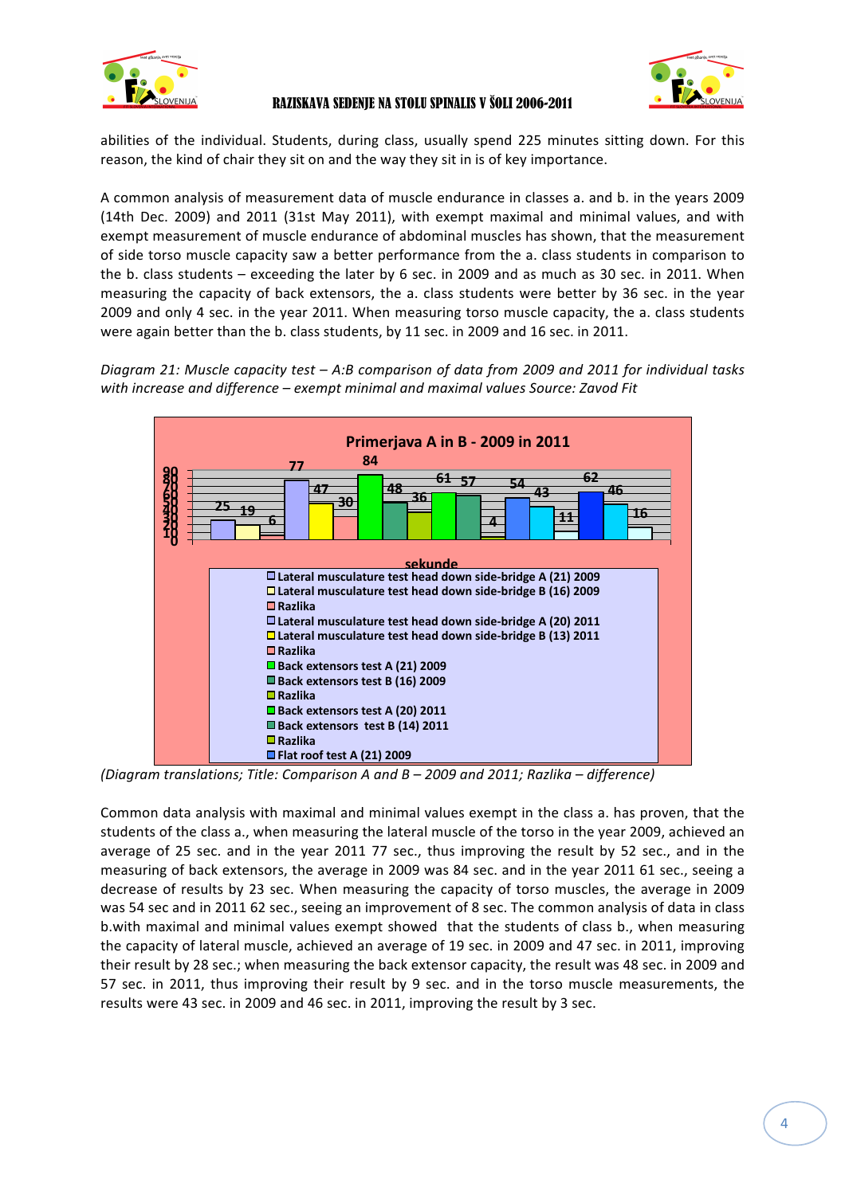abilities of the individual. Students, during class, usually spend 225 minutes sitting down. For this reason, the kind of chair they sit on and the way they sit in is of key importance.

A common analysis of measurement data of muscle endurance in classes a. and b. in the years 2009 (14th Dec. 2009) and 2011 (31st May 2011), with exempt maximal and minimal values, and with exempt measurement of muscle endurance of abdominal muscles has shown, that the measurement of side torso muscle capacity saw a better performance from the a. class students in comparison to the b. class students – exceeding the later by 6 sec. in 2009 and as much as 30 sec. in 2011. When measuring the capacity of back extensors, the a. class students were better by 36 sec. in the year 2009 and only 4 sec. in the year 2011. When measuring torso muscle capacity, the a. class students were again better than the b. class students, by 11 sec. in 2009 and 16 sec. in 2011.

*Diagram 21: Muscle capacity test – A:B comparison of data from 2009 and 2011 for individual tasks with increase and difference – exempt minimal and maximal values Source: Zavod Fit*

**Primerjava A in B - 2009 in 2011**

Values shown (sekunde): 25, 19, 6, 77, 47, 30, 84, 48, 36, 61, 57, 4, 54, 43, 11, 62, 46, 16

Legend:
- Lateral musculature test head down side-bridge A (21) 2009
- Lateral musculature test head down side-bridge B (16) 2009
- Razlika
- Lateral musculature test head down side-bridge A (20) 2011
- Lateral musculature test head down side-bridge B (13) 2011
- Razlika
- Back extensors test A (21) 2009
- Back extensors test B (16) 2009
- Razlika
- Back extensors test A (20) 2011
- Back extensors test B (14) 2011
- Razlika
- Flat roof test A (21) 2009

*(Diagram translations; Title: Comparison A and B – 2009 and 2011; Razlika – difference)*

Common data analysis with maximal and minimal values exempt in the class a. has proven, that the students of the class a., when measuring the lateral muscle of the torso in the year 2009, achieved an average of 25 sec. and in the year 2011 77 sec., thus improving the result by 52 sec., and in the measuring of back extensors, the average in 2009 was 84 sec. and in the year 2011 61 sec., seeing a decrease of results by 23 sec. When measuring the capacity of torso muscles, the average in 2009 was 54 sec and in 2011 62 sec., seeing an improvement of 8 sec. The common analysis of data in class b.with maximal and minimal values exempt showed that the students of class b., when measuring the capacity of lateral muscle, achieved an average of 19 sec. in 2009 and 47 sec. in 2011, improving their result by 28 sec.; when measuring the back extensor capacity, the result was 48 sec. in 2009 and 57 sec. in 2011, thus improving their result by 9 sec. and in the torso muscle measurements, the results were 43 sec. in 2009 and 46 sec. in 2011, improving the result by 3 sec.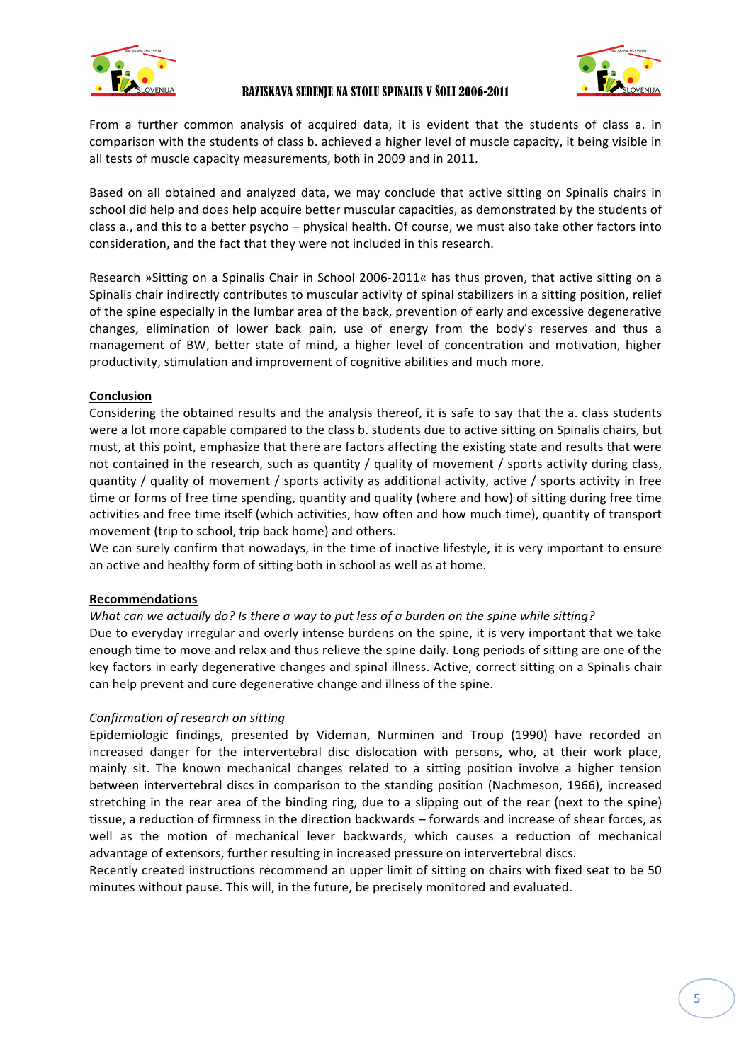From a further common analysis of acquired data, it is evident that the students of class a. in comparison with the students of class b. achieved a higher level of muscle capacity, it being visible in all tests of muscle capacity measurements, both in 2009 and in 2011.

Based on all obtained and analyzed data, we may conclude that active sitting on Spinalis chairs in school did help and does help acquire better muscular capacities, as demonstrated by the students of class a., and this to a better psycho – physical health. Of course, we must also take other factors into consideration, and the fact that they were not included in this research.

Research »Sitting on a Spinalis Chair in School 2006-2011« has thus proven, that active sitting on a Spinalis chair indirectly contributes to muscular activity of spinal stabilizers in a sitting position, relief of the spine especially in the lumbar area of the back, prevention of early and excessive degenerative changes, elimination of lower back pain, use of energy from the body's reserves and thus a management of BW, better state of mind, a higher level of concentration and motivation, higher productivity, stimulation and improvement of cognitive abilities and much more.

## Conclusion

Considering the obtained results and the analysis thereof, it is safe to say that the a. class students were a lot more capable compared to the class b. students due to active sitting on Spinalis chairs, but must, at this point, emphasize that there are factors affecting the existing state and results that were not contained in the research, such as quantity / quality of movement / sports activity during class, quantity / quality of movement / sports activity as additional activity, active / sports activity in free time or forms of free time spending, quantity and quality (where and how) of sitting during free time activities and free time itself (which activities, how often and how much time), quantity of transport movement (trip to school, trip back home) and others.

We can surely confirm that nowadays, in the time of inactive lifestyle, it is very important to ensure an active and healthy form of sitting both in school as well as at home.

## Recommendations

*What can we actually do? Is there a way to put less of a burden on the spine while sitting?*

Due to everyday irregular and overly intense burdens on the spine, it is very important that we take enough time to move and relax and thus relieve the spine daily. Long periods of sitting are one of the key factors in early degenerative changes and spinal illness. Active, correct sitting on a Spinalis chair can help prevent and cure degenerative change and illness of the spine.

*Confirmation of research on sitting*

Epidemiologic findings, presented by Videman, Nurminen and Troup (1990) have recorded an increased danger for the intervertebral disc dislocation with persons, who, at their work place, mainly sit. The known mechanical changes related to a sitting position involve a higher tension between intervertebral discs in comparison to the standing position (Nachmeson, 1966), increased stretching in the rear area of the binding ring, due to a slipping out of the rear (next to the spine) tissue, a reduction of firmness in the direction backwards – forwards and increase of shear forces, as well as the motion of mechanical lever backwards, which causes a reduction of mechanical advantage of extensors, further resulting in increased pressure on intervertebral discs.

Recently created instructions recommend an upper limit of sitting on chairs with fixed seat to be 50 minutes without pause. This will, in the future, be precisely monitored and evaluated.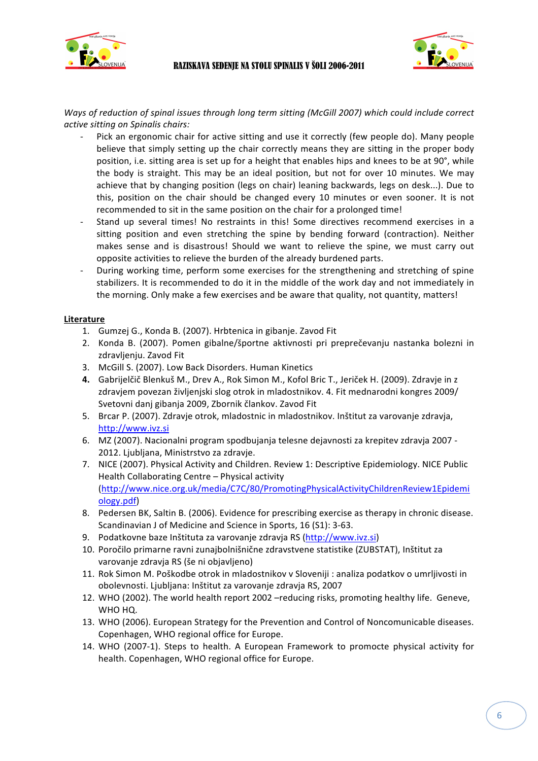*Ways of reduction of spinal issues through long term sitting (McGill 2007) which could include correct active sitting on Spinalis chairs:*

- Pick an ergonomic chair for active sitting and use it correctly (few people do). Many people believe that simply setting up the chair correctly means they are sitting in the proper body position, i.e. sitting area is set up for a height that enables hips and knees to be at 90°, while the body is straight. This may be an ideal position, but not for over 10 minutes. We may achieve that by changing position (legs on chair) leaning backwards, legs on desk...). Due to this, position on the chair should be changed every 10 minutes or even sooner. It is not recommended to sit in the same position on the chair for a prolonged time!
- Stand up several times! No restraints in this! Some directives recommend exercises in a sitting position and even stretching the spine by bending forward (contraction). Neither makes sense and is disastrous! Should we want to relieve the spine, we must carry out opposite activities to relieve the burden of the already burdened parts.
- During working time, perform some exercises for the strengthening and stretching of spine stabilizers. It is recommended to do it in the middle of the work day and not immediately in the morning. Only make a few exercises and be aware that quality, not quantity, matters!

**Literature**

1. Gumzej G., Konda B. (2007). Hrbtenica in gibanje. Zavod Fit
2. Konda B. (2007). Pomen gibalne/športne aktivnosti pri preprečevanju nastanka bolezni in zdravljenju. Zavod Fit
3. McGill S. (2007). Low Back Disorders. Human Kinetics
4. Gabrijelčič Blenkuš M., Drev A., Rok Simon M., Kofol Bric T., Jeriček H. (2009). Zdravje in z zdravjem povezan življenjski slog otrok in mladostnikov. 4. Fit mednarodni kongres 2009/ Svetovni danj gibanja 2009, Zbornik člankov. Zavod Fit
5. Brcar P. (2007). Zdravje otrok, mladostnic in mladostnikov. Inštitut za varovanje zdravja, http://www.ivz.si
6. MZ (2007). Nacionalni program spodbujanja telesne dejavnosti za krepitev zdravja 2007 - 2012. Ljubljana, Ministrstvo za zdravje.
7. NICE (2007). Physical Activity and Children. Review 1: Descriptive Epidemiology. NICE Public Health Collaborating Centre – Physical activity (http://www.nice.org.uk/media/C7C/80/PromotingPhysicalActivityChildrenReview1Epidemiology.pdf)
8. Pedersen BK, Saltin B. (2006). Evidence for prescribing exercise as therapy in chronic disease. Scandinavian J of Medicine and Science in Sports, 16 (S1): 3-63.
9. Podatkovne baze Inštituta za varovanje zdravja RS (http://www.ivz.si)
10. Poročilo primarne ravni zunajbolnišnične zdravstvene statistike (ZUBSTAT), Inštitut za varovanje zdravja RS (še ni objavljeno)
11. Rok Simon M. Poškodbe otrok in mladostnikov v Sloveniji : analiza podatkov o umrljivosti in obolevnosti. Ljubljana: Inštitut za varovanje zdravja RS, 2007
12. WHO (2002). The world health report 2002 –reducing risks, promoting healthy life. Geneve, WHO HQ.
13. WHO (2006). European Strategy for the Prevention and Control of Noncomunicable diseases. Copenhagen, WHO regional office for Europe.
14. WHO (2007-1). Steps to health. A European Framework to promocte physical activity for health. Copenhagen, WHO regional office for Europe.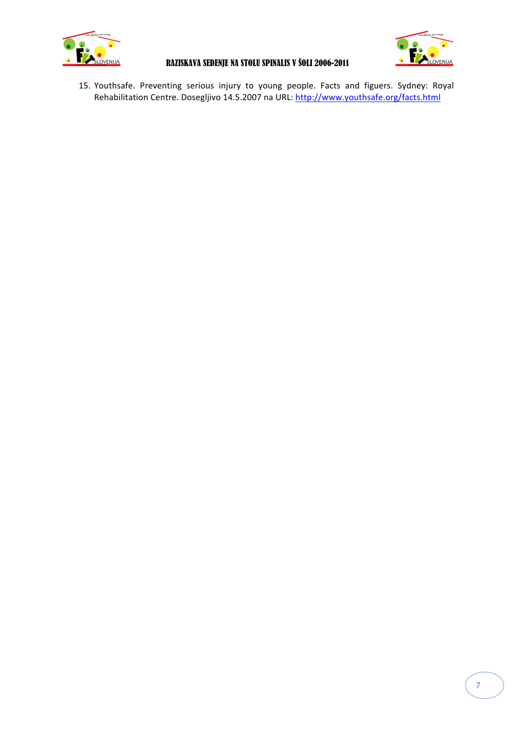15. Youthsafe. Preventing serious injury to young people. Facts and figuers. Sydney: Royal Rehabilitation Centre. Dosegljivo 14.5.2007 na URL: http://www.youthsafe.org/facts.html